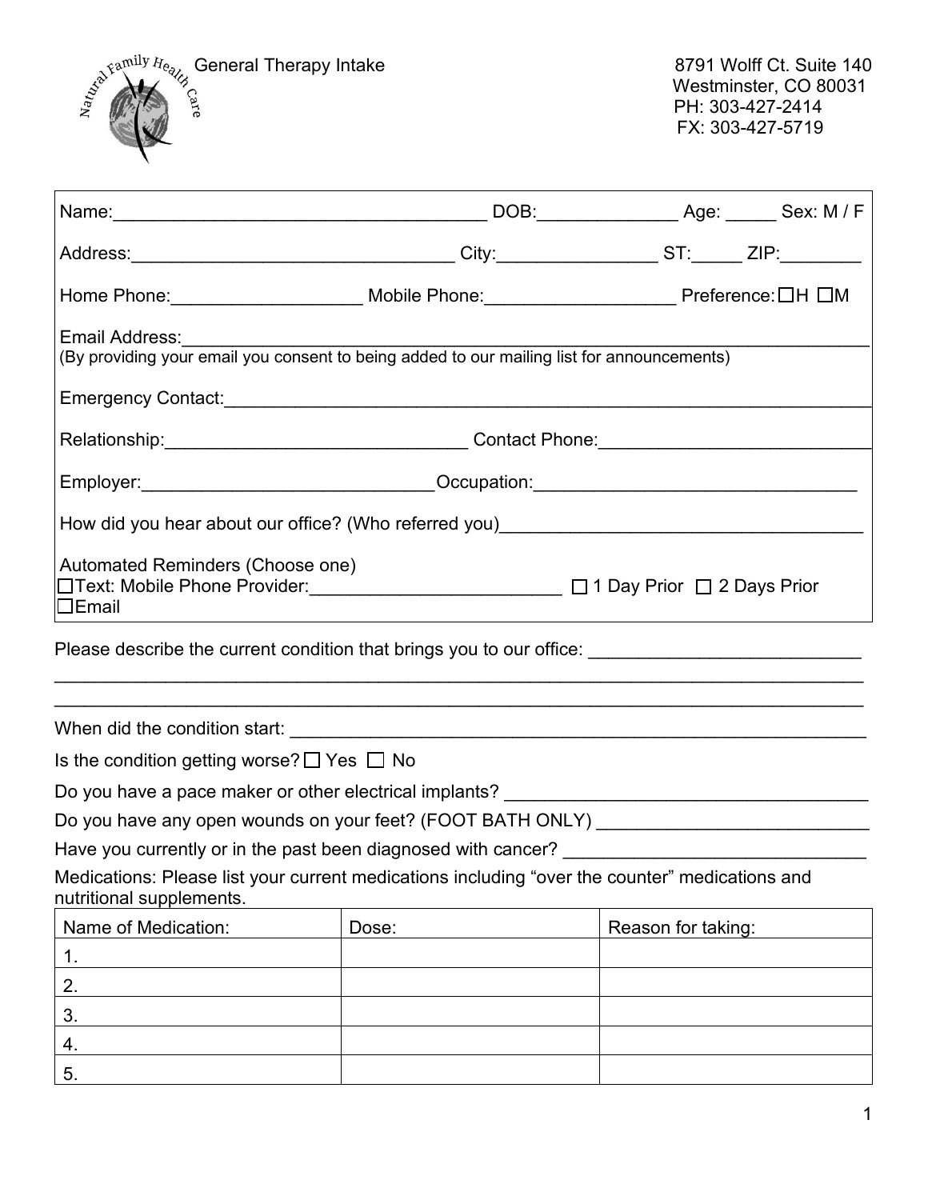Natural Family Health Care

# General Therapy Intake

8791 Wolff Ct. Suite 140
Westminster, CO 80031
PH: 303-427-2414
FX: 303-427-5719

Name:_____________________________________ DOB:______________ Age: _____ Sex: M / F

Address:________________________________ City:________________ ST:_____ ZIP:________

Home Phone:__________________ Mobile Phone:__________________ Preference: ☐H ☐M

Email Address:_______________________________________________________________
(By providing your email you consent to being added to our mailing list for announcements)

Emergency Contact:____________________________________________________________

Relationship:______________________________ Contact Phone:___________________________

Employer:_____________________________Occupation:________________________________

How did you hear about our office? (Who referred you)_____________________________________

Automated Reminders (Choose one)
☐Text: Mobile Phone Provider:_________________________ ☐ 1 Day Prior ☐ 2 Days Prior
☐Email

Please describe the current condition that brings you to our office: ___________________________
_____________________________________________________________________________
_____________________________________________________________________________

When did the condition start: ____________________________________________________

Is the condition getting worse? ☐ Yes ☐ No

Do you have a pace maker or other electrical implants? ____________________________________

Do you have any open wounds on your feet? (FOOT BATH ONLY) ___________________________

Have you currently or in the past been diagnosed with cancer? ______________________________

Medications: Please list your current medications including "over the counter" medications and nutritional supplements.

| Name of Medication: | Dose: | Reason for taking: |
|---|---|---|
| 1. | | |
| 2. | | |
| 3. | | |
| 4. | | |
| 5. | | |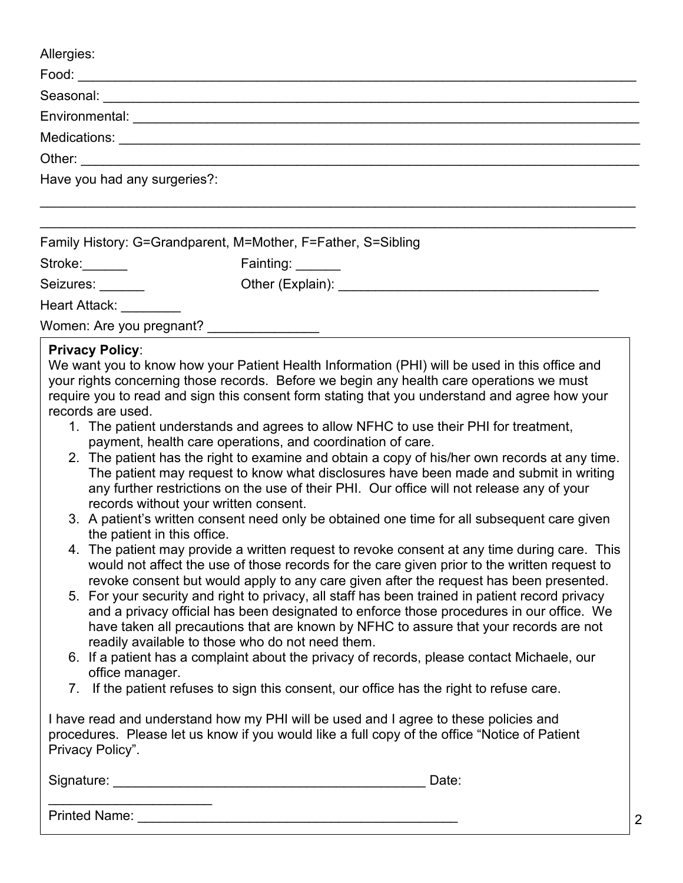Allergies:

Food: ______________________________________________________________________________

Seasonal: ___________________________________________________________________________

Environmental: _______________________________________________________________________

Medications: _________________________________________________________________________

Other: _____________________________________________________________________________

Have you had any surgeries?:

_______________________________________________________________________________________

_______________________________________________________________________________________

Family History: G=Grandparent, M=Mother, F=Father, S=Sibling

Stroke:______ Fainting: ______

Seizures: ______ Other (Explain): ____________________________________

Heart Attack: ________

Women: Are you pregnant? _______________

**Privacy Policy**:

We want you to know how your Patient Health Information (PHI) will be used in this office and your rights concerning those records. Before we begin any health care operations we must require you to read and sign this consent form stating that you understand and agree how your records are used.

1. The patient understands and agrees to allow NFHC to use their PHI for treatment, payment, health care operations, and coordination of care.
2. The patient has the right to examine and obtain a copy of his/her own records at any time. The patient may request to know what disclosures have been made and submit in writing any further restrictions on the use of their PHI. Our office will not release any of your records without your written consent.
3. A patient's written consent need only be obtained one time for all subsequent care given the patient in this office.
4. The patient may provide a written request to revoke consent at any time during care. This would not affect the use of those records for the care given prior to the written request to revoke consent but would apply to any care given after the request has been presented.
5. For your security and right to privacy, all staff has been trained in patient record privacy and a privacy official has been designated to enforce those procedures in our office. We have taken all precautions that are known by NFHC to assure that your records are not readily available to those who do not need them.
6. If a patient has a complaint about the privacy of records, please contact Michaele, our office manager.
7. If the patient refuses to sign this consent, our office has the right to refuse care.

I have read and understand how my PHI will be used and I agree to these policies and procedures. Please let us know if you would like a full copy of the office "Notice of Patient Privacy Policy".

Signature: ____________________________________________ Date: ______________________

Printed Name: ____________________________________________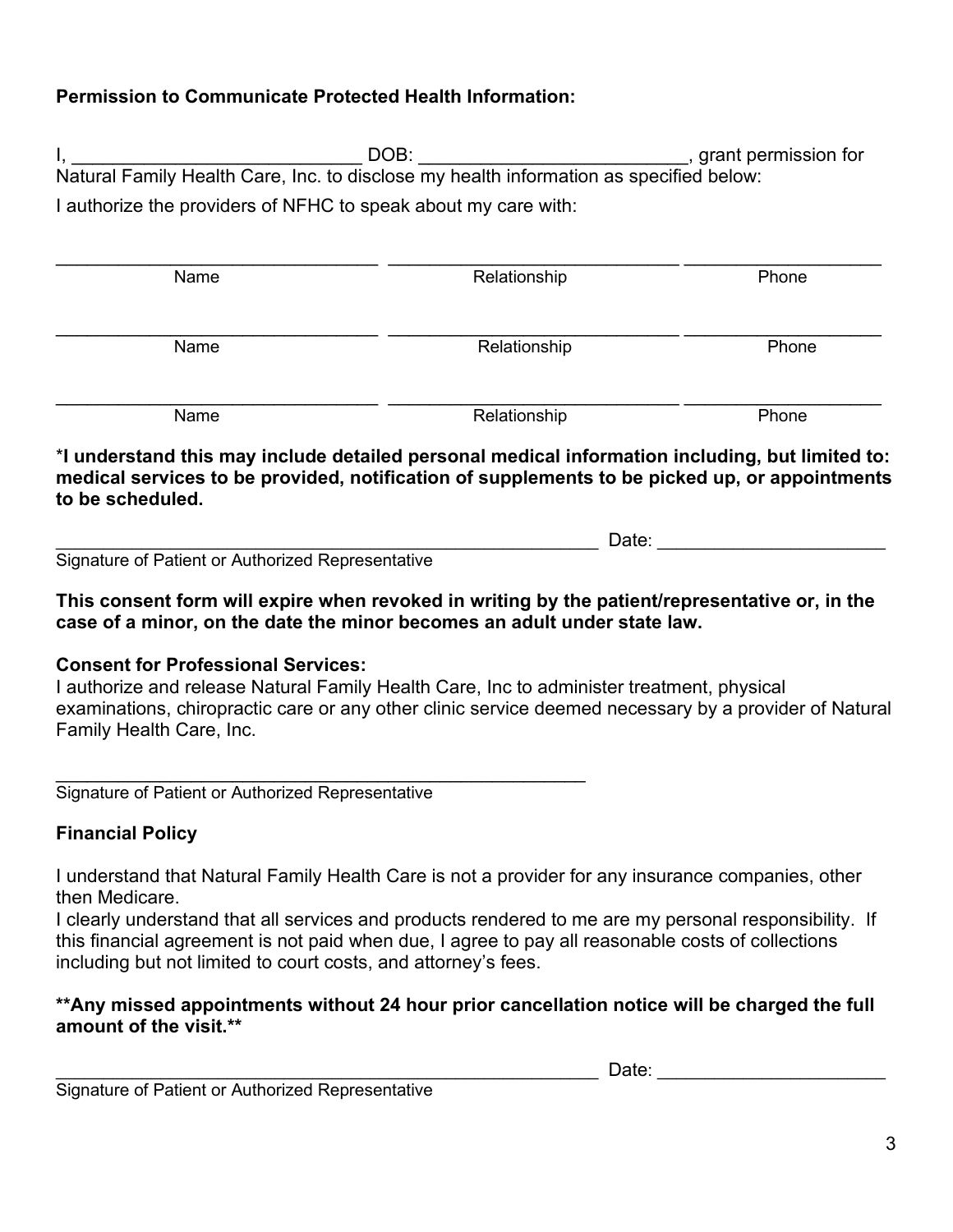**Permission to Communicate Protected Health Information:**

I, ____________________________ DOB: __________________________, grant permission for Natural Family Health Care, Inc. to disclose my health information as specified below:

I authorize the providers of NFHC to speak about my care with:

| Name | Relationship | Phone |
| --- | --- | --- |
| | | |
| | | |
| | | |

***I understand this may include detailed personal medical information including, but limited to: medical services to be provided, notification of supplements to be picked up, or appointments to be scheduled.**

_______________________________________________________ Date: ______________________
Signature of Patient or Authorized Representative

**This consent form will expire when revoked in writing by the patient/representative or, in the case of a minor, on the date the minor becomes an adult under state law.**

**Consent for Professional Services:**

I authorize and release Natural Family Health Care, Inc to administer treatment, physical examinations, chiropractic care or any other clinic service deemed necessary by a provider of Natural Family Health Care, Inc.

_______________________________________________________
Signature of Patient or Authorized Representative

**Financial Policy**

I understand that Natural Family Health Care is not a provider for any insurance companies, other then Medicare.

I clearly understand that all services and products rendered to me are my personal responsibility. If this financial agreement is not paid when due, I agree to pay all reasonable costs of collections including but not limited to court costs, and attorney's fees.

****Any missed appointments without 24 hour prior cancellation notice will be charged the full amount of the visit.****

_______________________________________________________ Date: ______________________
Signature of Patient or Authorized Representative